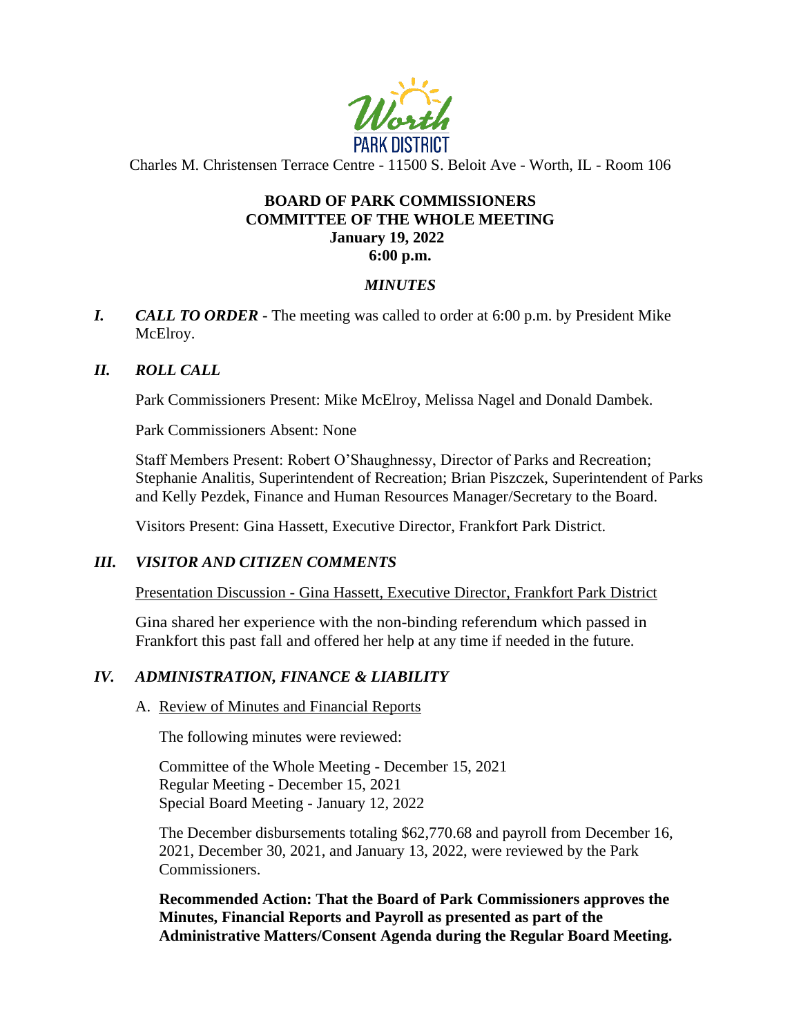Worth PARK DISTRICT

Charles M. Christensen Terrace Centre - 11500 S. Beloit Ave - Worth, IL - Room 106

**BOARD OF PARK COMMISSIONERS**
**COMMITTEE OF THE WHOLE MEETING**
**January 19, 2022**
**6:00 p.m.**

***MINUTES***

***I. CALL TO ORDER*** - The meeting was called to order at 6:00 p.m. by President Mike McElroy.

***II. ROLL CALL***

Park Commissioners Present: Mike McElroy, Melissa Nagel and Donald Dambek.

Park Commissioners Absent: None

Staff Members Present: Robert O'Shaughnessy, Director of Parks and Recreation; Stephanie Analitis, Superintendent of Recreation; Brian Piszczek, Superintendent of Parks and Kelly Pezdek, Finance and Human Resources Manager/Secretary to the Board.

Visitors Present: Gina Hassett, Executive Director, Frankfort Park District.

***III. VISITOR AND CITIZEN COMMENTS***

Presentation Discussion - Gina Hassett, Executive Director, Frankfort Park District

Gina shared her experience with the non-binding referendum which passed in Frankfort this past fall and offered her help at any time if needed in the future.

***IV. ADMINISTRATION, FINANCE & LIABILITY***

A. Review of Minutes and Financial Reports

The following minutes were reviewed:

Committee of the Whole Meeting - December 15, 2021
Regular Meeting - December 15, 2021
Special Board Meeting - January 12, 2022

The December disbursements totaling $62,770.68 and payroll from December 16, 2021, December 30, 2021, and January 13, 2022, were reviewed by the Park Commissioners.

**Recommended Action: That the Board of Park Commissioners approves the Minutes, Financial Reports and Payroll as presented as part of the Administrative Matters/Consent Agenda during the Regular Board Meeting.**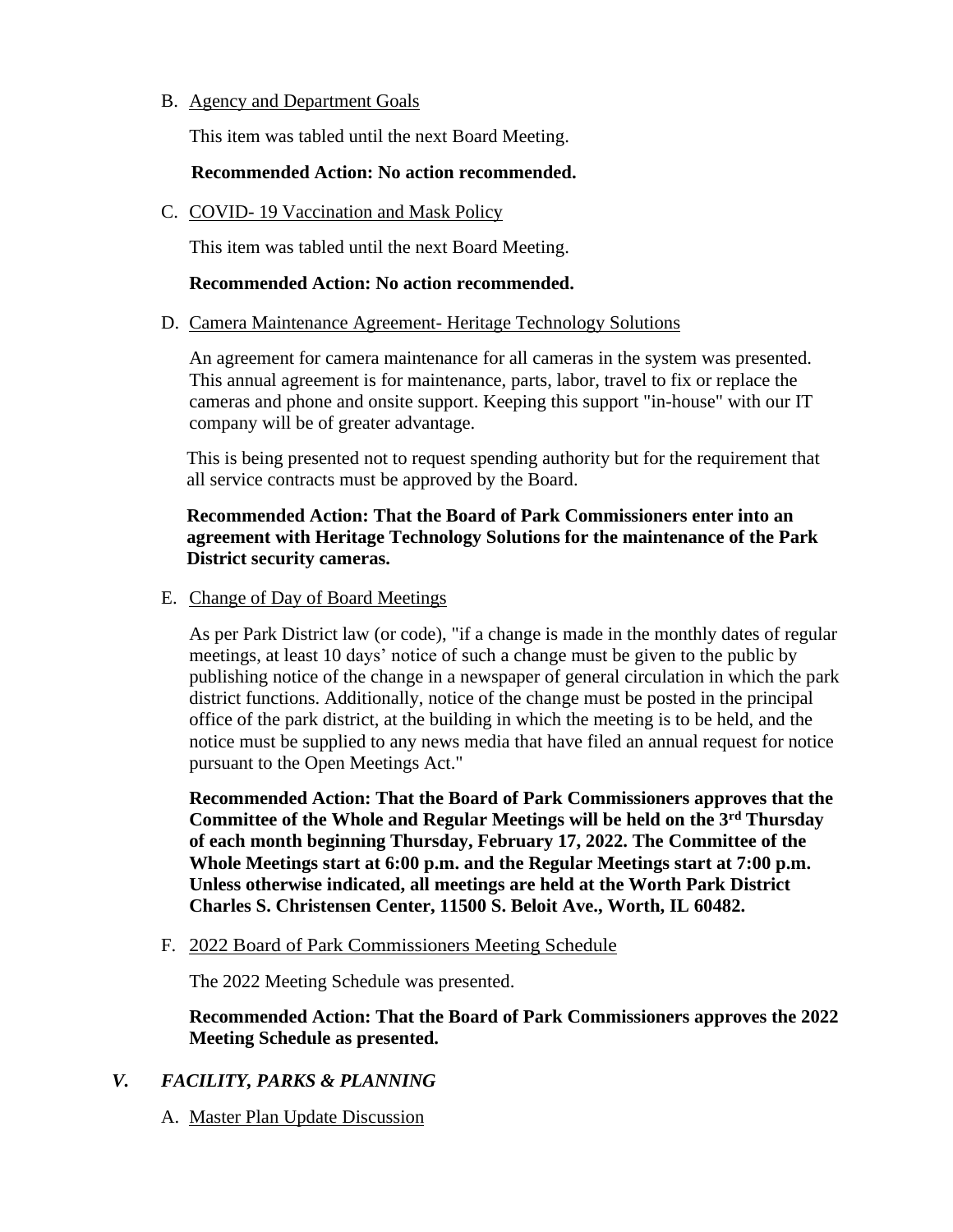B. Agency and Department Goals

This item was tabled until the next Board Meeting.

**Recommended Action: No action recommended.**

C. COVID- 19 Vaccination and Mask Policy

This item was tabled until the next Board Meeting.

**Recommended Action: No action recommended.**

D. Camera Maintenance Agreement- Heritage Technology Solutions

An agreement for camera maintenance for all cameras in the system was presented. This annual agreement is for maintenance, parts, labor, travel to fix or replace the cameras and phone and onsite support. Keeping this support "in-house" with our IT company will be of greater advantage.

This is being presented not to request spending authority but for the requirement that all service contracts must be approved by the Board.

**Recommended Action: That the Board of Park Commissioners enter into an agreement with Heritage Technology Solutions for the maintenance of the Park District security cameras.**

E. Change of Day of Board Meetings

As per Park District law (or code), "if a change is made in the monthly dates of regular meetings, at least 10 days' notice of such a change must be given to the public by publishing notice of the change in a newspaper of general circulation in which the park district functions. Additionally, notice of the change must be posted in the principal office of the park district, at the building in which the meeting is to be held, and the notice must be supplied to any news media that have filed an annual request for notice pursuant to the Open Meetings Act."

**Recommended Action: That the Board of Park Commissioners approves that the Committee of the Whole and Regular Meetings will be held on the 3rd Thursday of each month beginning Thursday, February 17, 2022. The Committee of the Whole Meetings start at 6:00 p.m. and the Regular Meetings start at 7:00 p.m. Unless otherwise indicated, all meetings are held at the Worth Park District Charles S. Christensen Center, 11500 S. Beloit Ave., Worth, IL 60482.**

F. 2022 Board of Park Commissioners Meeting Schedule

The 2022 Meeting Schedule was presented.

**Recommended Action: That the Board of Park Commissioners approves the 2022 Meeting Schedule as presented.**

## *V. FACILITY, PARKS & PLANNING*

A. Master Plan Update Discussion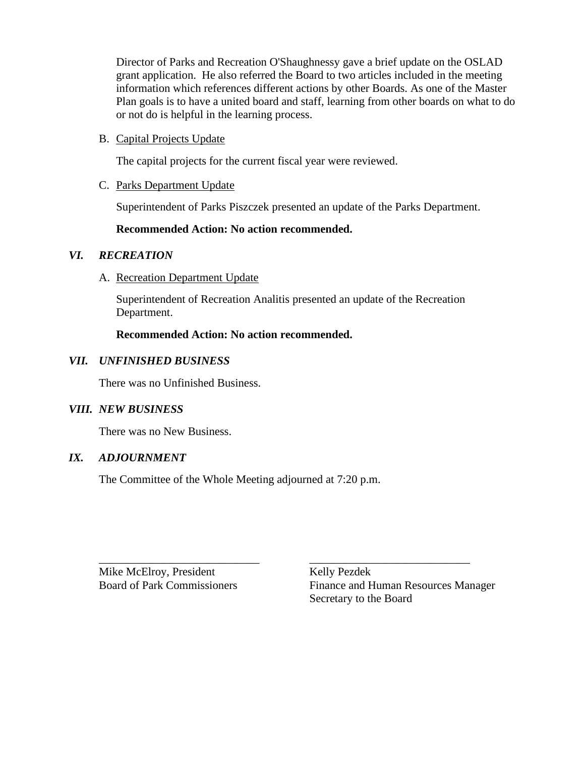Director of Parks and Recreation O'Shaughnessy gave a brief update on the OSLAD grant application. He also referred the Board to two articles included in the meeting information which references different actions by other Boards. As one of the Master Plan goals is to have a united board and staff, learning from other boards on what to do or not do is helpful in the learning process.

B. Capital Projects Update

The capital projects for the current fiscal year were reviewed.

C. Parks Department Update

Superintendent of Parks Piszczek presented an update of the Parks Department.

**Recommended Action: No action recommended.**

## *VI. RECREATION*

A. Recreation Department Update

Superintendent of Recreation Analitis presented an update of the Recreation Department.

**Recommended Action: No action recommended.**

## *VII. UNFINISHED BUSINESS*

There was no Unfinished Business.

## *VIII. NEW BUSINESS*

There was no New Business.

## *IX. ADJOURNMENT*

The Committee of the Whole Meeting adjourned at 7:20 p.m.

| | |
|---|---|
| ____________________________ | ____________________________ |
| Mike McElroy, President | Kelly Pezdek |
| Board of Park Commissioners | Finance and Human Resources Manager |
| | Secretary to the Board |